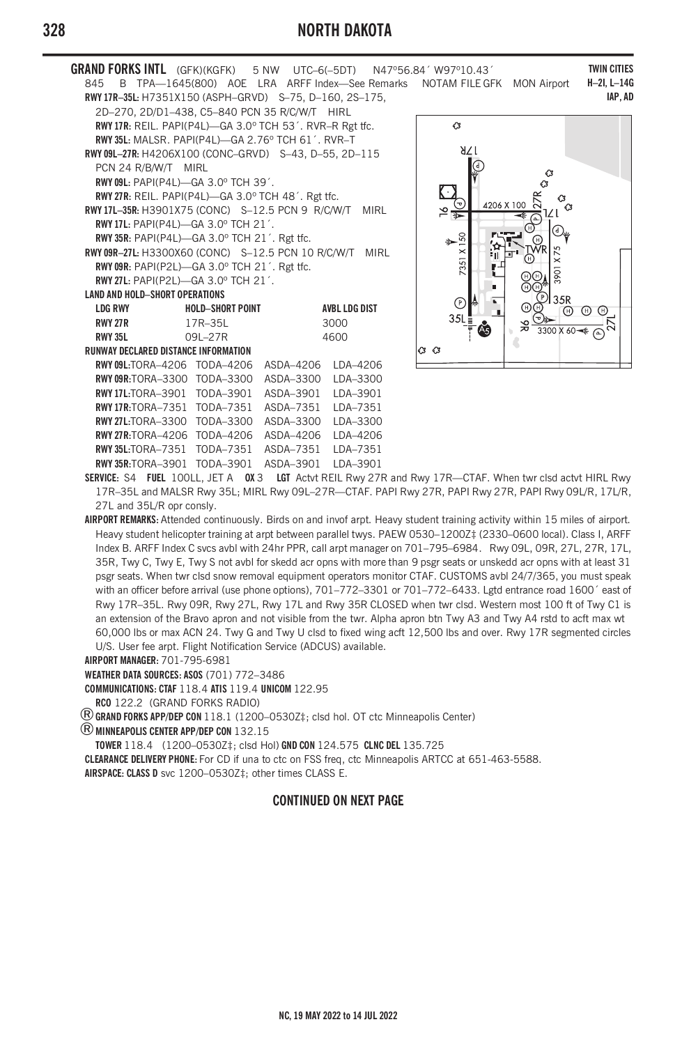**GRAND FORKS INTL** (GFK)(KGFK) 5 NW UTC–6(–5DT) N47°56.84´ W97°10.43´ **TWIN CITIES**
845 B TPA—1645(800) AOE LRA ARFF Index—See Remarks NOTAM FILE GFK MON Airport **H–2I, L–14G**
**IAP, AD**

**RWY 17R–35L:** H7351X150 (ASPH–GRVD) S–75, D–160, 2S–175, 2D–270, 2D/D1–438, C5–840 PCN 35 R/C/W/T HIRL
**RWY 17R:** REIL. PAPI(P4L)—GA 3.0º TCH 53´. RVR–R Rgt tfc.
**RWY 35L:** MALSR. PAPI(P4L)—GA 2.76º TCH 61´. RVR–T
**RWY 09L–27R:** H4206X100 (CONC–GRVD) S–43, D–55, 2D–115 PCN 24 R/B/W/T MIRL
**RWY 09L:** PAPI(P4L)—GA 3.0º TCH 39´.
**RWY 27R:** REIL. PAPI(P4L)—GA 3.0º TCH 48´. Rgt tfc.
**RWY 17L–35R:** H3901X75 (CONC) S–12.5 PCN 9 R/C/W/T MIRL
**RWY 17L:** PAPI(P4L)—GA 3.0º TCH 21´.
**RWY 35R:** PAPI(P4L)—GA 3.0º TCH 21´. Rgt tfc.
**RWY 09R–27L:** H3300X60 (CONC) S–12.5 PCN 10 R/C/W/T MIRL
**RWY 09R:** PAPI(P2L)—GA 3.0º TCH 21´. Rgt tfc.
**RWY 27L:** PAPI(P2L)—GA 3.0º TCH 21´.

**LAND AND HOLD–SHORT OPERATIONS**

| LDG RWY | HOLD–SHORT POINT | AVBL LDG DIST |
|---|---|---|
| RWY 27R | 17R–35L | 3000 |
| RWY 35L | 09L–27R | 4600 |

**RUNWAY DECLARED DISTANCE INFORMATION**

| RWY | TORA | TODA | ASDA | LDA |
|---|---|---|---|---|
| RWY 09L | TORA–4206 | TODA–4206 | ASDA–4206 | LDA–4206 |
| RWY 09R | TORA–3300 | TODA–3300 | ASDA–3300 | LDA–3300 |
| RWY 17L | TORA–3901 | TODA–3901 | ASDA–3901 | LDA–3901 |
| RWY 17R | TORA–7351 | TODA–7351 | ASDA–7351 | LDA–7351 |
| RWY 27L | TORA–3300 | TODA–3300 | ASDA–3300 | LDA–3300 |
| RWY 27R | TORA–4206 | TODA–4206 | ASDA–4206 | LDA–4206 |
| RWY 35L | TORA–7351 | TODA–7351 | ASDA–7351 | LDA–7351 |
| RWY 35R | TORA–3901 | TODA–3901 | ASDA–3901 | LDA–3901 |

**SERVICE:** S4 **FUEL** 100LL, JET A **OX** 3 **LGT** Actvt REIL Rwy 27R and Rwy 17R—CTAF. When twr clsd actvt HIRL Rwy 17R–35L and MALSR Rwy 35L; MIRL Rwy 09L–27R—CTAF. PAPI Rwy 27R, PAPI Rwy 27R, PAPI Rwy 09L/R, 17L/R, 27L and 35L/R opr consly.

**AIRPORT REMARKS:** Attended continuously. Birds on and invof arpt. Heavy student training activity within 15 miles of airport. Heavy student helicopter training at arpt between parallel twys. PAEW 0530–1200Z‡ (2330–0600 local). Class I, ARFF Index B. ARFF Index C svcs avbl with 24hr PPR, call arpt manager on 701–795–6984. Rwy 09L, 09R, 27L, 27R, 17L, 35R, Twy C, Twy E, Twy S not avbl for skedd acr opns with more than 9 psgr seats or unskedd acr opns with at least 31 psgr seats. When twr clsd snow removal equipment operators monitor CTAF. CUSTOMS avbl 24/7/365, you must speak with an officer before arrival (use phone options), 701–772–3301 or 701–772–6433. Lgtd entrance road 1600´ east of Rwy 17R–35L. Rwy 09R, Rwy 27L, Rwy 17L and Rwy 35R CLOSED when twr clsd. Western most 100 ft of Twy C1 is an extension of the Bravo apron and not visible from the twr. Alpha apron btn Twy A3 and Twy A4 rstd to acft max wt 60,000 lbs or max ACN 24. Twy G and Twy U clsd to fixed wing acft 12,500 lbs and over. Rwy 17R segmented circles U/S. User fee arpt. Flight Notification Service (ADCUS) available.

**AIRPORT MANAGER:** 701-795-6981

**WEATHER DATA SOURCES: ASOS** (701) 772–3486

**COMMUNICATIONS: CTAF** 118.4 **ATIS** 119.4 **UNICOM** 122.95
**RCO** 122.2 (GRAND FORKS RADIO)
Ⓡ **GRAND FORKS APP/DEP CON** 118.1 (1200–0530Z‡; clsd hol. OT ctc Minneapolis Center)
Ⓡ **MINNEAPOLIS CENTER APP/DEP CON** 132.15
**TOWER** 118.4 (1200–0530Z‡; clsd Hol) **GND CON** 124.575 **CLNC DEL** 135.725

**CLEARANCE DELIVERY PHONE:** For CD if una to ctc on FSS freq, ctc Minneapolis ARTCC at 651-463-5588.

**AIRSPACE: CLASS D** svc 1200–0530Z‡; other times CLASS E.

**CONTINUED ON NEXT PAGE**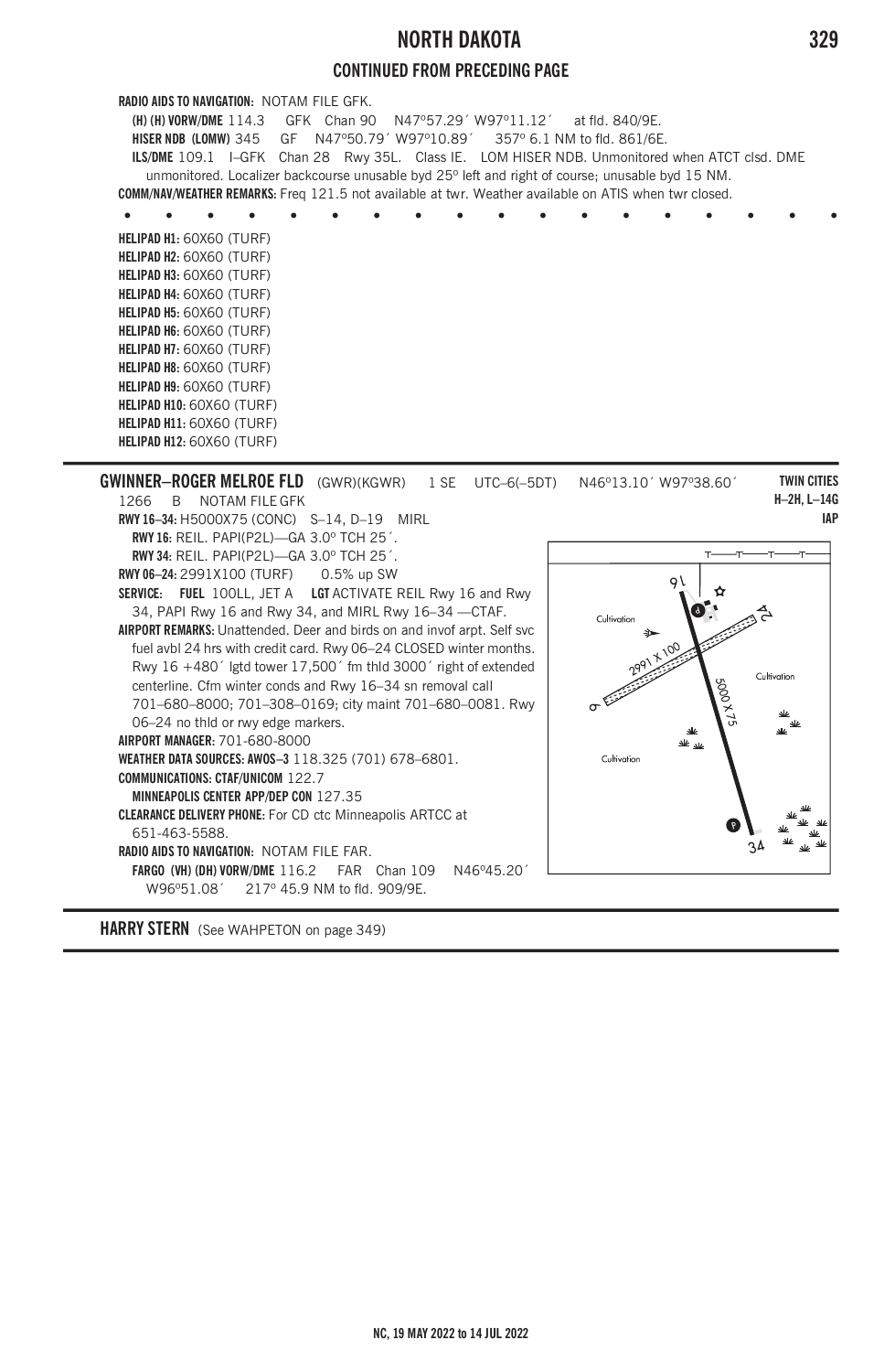# NORTH DAKOTA

## CONTINUED FROM PRECEDING PAGE

**RADIO AIDS TO NAVIGATION:** NOTAM FILE GFK.

**(H) (H) VORW/DME** 114.3 GFK Chan 90 N47°57.29´ W97°11.12´ at fld. 840/9E.

**HISER NDB (LOMW)** 345 GF N47°50.79´ W97°10.89´ 357° 6.1 NM to fld. 861/6E.

**ILS/DME** 109.1 I–GFK Chan 28 Rwy 35L. Class IE. LOM HISER NDB. Unmonitored when ATCT clsd. DME unmonitored. Localizer backcourse unusable byd 25° left and right of course; unusable byd 15 NM.

**COMM/NAV/WEATHER REMARKS:** Freq 121.5 not available at twr. Weather available on ATIS when twr closed.

**HELIPAD H1:** 60X60 (TURF)
**HELIPAD H2:** 60X60 (TURF)
**HELIPAD H3:** 60X60 (TURF)
**HELIPAD H4:** 60X60 (TURF)
**HELIPAD H5:** 60X60 (TURF)
**HELIPAD H6:** 60X60 (TURF)
**HELIPAD H7:** 60X60 (TURF)
**HELIPAD H8:** 60X60 (TURF)
**HELIPAD H9:** 60X60 (TURF)
**HELIPAD H10:** 60X60 (TURF)
**HELIPAD H11:** 60X60 (TURF)
**HELIPAD H12:** 60X60 (TURF)

---

## GWINNER–ROGER MELROE FLD (GWR)(KGWR) 1 SE UTC–6(–5DT) N46°13.10´ W97°38.60´

**TWIN CITIES**
**H–2H, L–14G**
**IAP**

1266 B NOTAM FILE GFK

**RWY 16–34:** H5000X75 (CONC) S–14, D–19 MIRL

**RWY 16:** REIL. PAPI(P2L)—GA 3.0° TCH 25´.

**RWY 34:** REIL. PAPI(P2L)—GA 3.0° TCH 25´.

**RWY 06–24:** 2991X100 (TURF) 0.5% up SW

**SERVICE: FUEL** 100LL, JET A **LGT** ACTIVATE REIL Rwy 16 and Rwy 34, PAPI Rwy 16 and Rwy 34, and MIRL Rwy 16–34 —CTAF.

**AIRPORT REMARKS:** Unattended. Deer and birds on and invof arpt. Self svc fuel avbl 24 hrs with credit card. Rwy 06–24 CLOSED winter months. Rwy 16 +480´ lgtd tower 17,500´ fm thld 3000´ right of extended centerline. Cfm winter conds and Rwy 16–34 sn removal call 701–680–8000; 701–308–0169; city maint 701–680–0081. Rwy 06–24 no thld or rwy edge markers.

**AIRPORT MANAGER:** 701-680-8000

**WEATHER DATA SOURCES: AWOS–3** 118.325 (701) 678–6801.

**COMMUNICATIONS: CTAF/UNICOM** 122.7

**MINNEAPOLIS CENTER APP/DEP CON** 127.35

**CLEARANCE DELIVERY PHONE:** For CD ctc Minneapolis ARTCC at 651-463-5588.

**RADIO AIDS TO NAVIGATION:** NOTAM FILE FAR.

**FARGO (VH) (DH) VORW/DME** 116.2 FAR Chan 109 N46°45.20´ W96°51.08´ 217° 45.9 NM to fld. 909/9E.

16
24
Cultivation
2991 X 100
Cultivation
5000 X 75
6
Cultivation
34

---

## HARRY STERN (See WAHPETON on page 349)